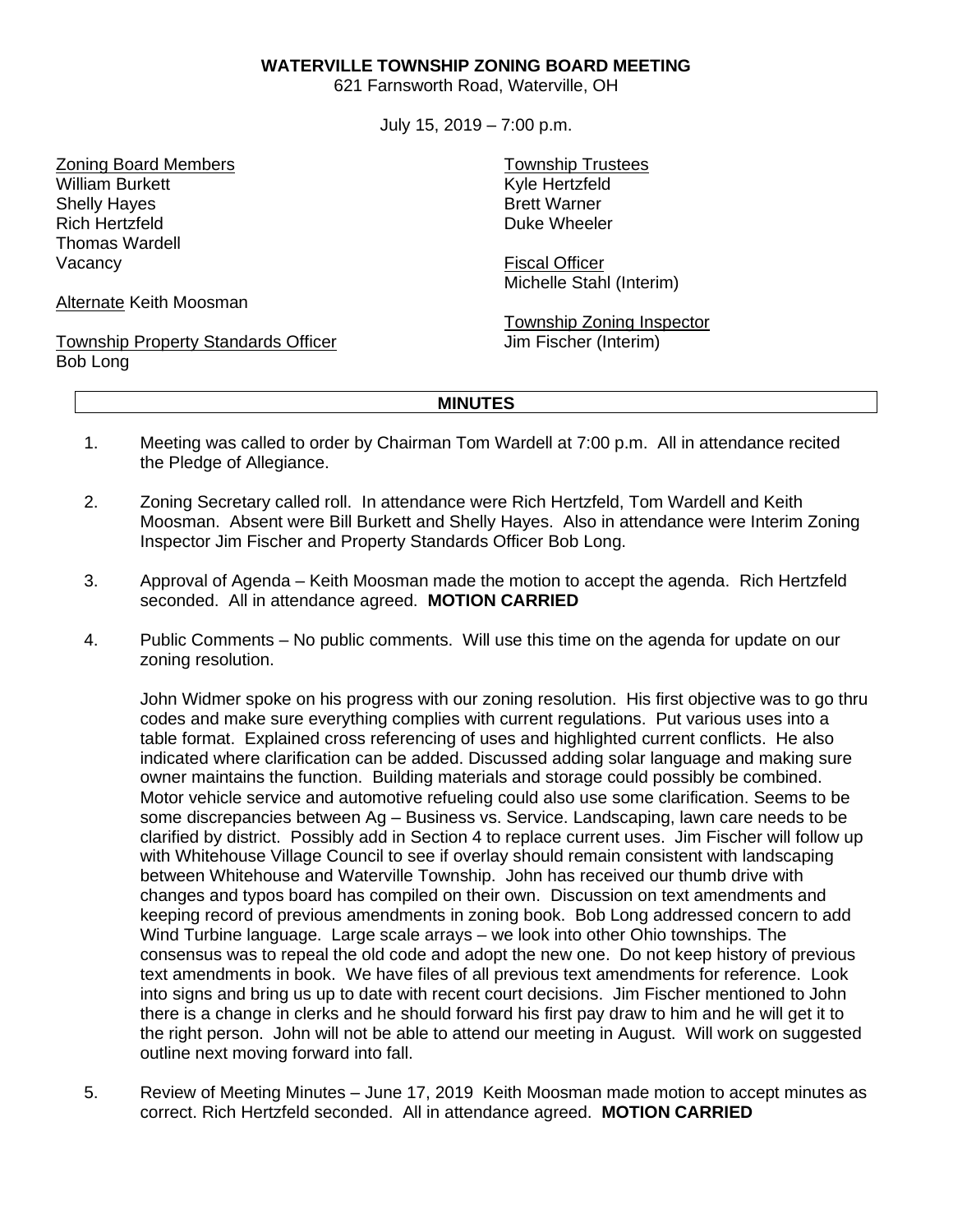**WATERVILLE TOWNSHIP ZONING BOARD MEETING**
621 Farnsworth Road, Waterville, OH

July 15, 2019 – 7:00 p.m.

Zoning Board Members
William Burkett
Shelly Hayes
Rich Hertzfeld
Thomas Wardell
Vacancy

Alternate Keith Moosman

Township Property Standards Officer
Bob Long

Township Trustees
Kyle Hertzfeld
Brett Warner
Duke Wheeler

Fiscal Officer
Michelle Stahl (Interim)

Township Zoning Inspector
Jim Fischer (Interim)

**MINUTES**

1. Meeting was called to order by Chairman Tom Wardell at 7:00 p.m. All in attendance recited the Pledge of Allegiance.

2. Zoning Secretary called roll. In attendance were Rich Hertzfeld, Tom Wardell and Keith Moosman. Absent were Bill Burkett and Shelly Hayes. Also in attendance were Interim Zoning Inspector Jim Fischer and Property Standards Officer Bob Long.

3. Approval of Agenda – Keith Moosman made the motion to accept the agenda. Rich Hertzfeld seconded. All in attendance agreed. **MOTION CARRIED**

4. Public Comments – No public comments. Will use this time on the agenda for update on our zoning resolution.

   John Widmer spoke on his progress with our zoning resolution. His first objective was to go thru codes and make sure everything complies with current regulations. Put various uses into a table format. Explained cross referencing of uses and highlighted current conflicts. He also indicated where clarification can be added. Discussed adding solar language and making sure owner maintains the function. Building materials and storage could possibly be combined. Motor vehicle service and automotive refueling could also use some clarification. Seems to be some discrepancies between Ag – Business vs. Service. Landscaping, lawn care needs to be clarified by district. Possibly add in Section 4 to replace current uses. Jim Fischer will follow up with Whitehouse Village Council to see if overlay should remain consistent with landscaping between Whitehouse and Waterville Township. John has received our thumb drive with changes and typos board has compiled on their own. Discussion on text amendments and keeping record of previous amendments in zoning book. Bob Long addressed concern to add Wind Turbine language. Large scale arrays – we look into other Ohio townships. The consensus was to repeal the old code and adopt the new one. Do not keep history of previous text amendments in book. We have files of all previous text amendments for reference. Look into signs and bring us up to date with recent court decisions. Jim Fischer mentioned to John there is a change in clerks and he should forward his first pay draw to him and he will get it to the right person. John will not be able to attend our meeting in August. Will work on suggested outline next moving forward into fall.

5. Review of Meeting Minutes – June 17, 2019 Keith Moosman made motion to accept minutes as correct. Rich Hertzfeld seconded. All in attendance agreed. **MOTION CARRIED**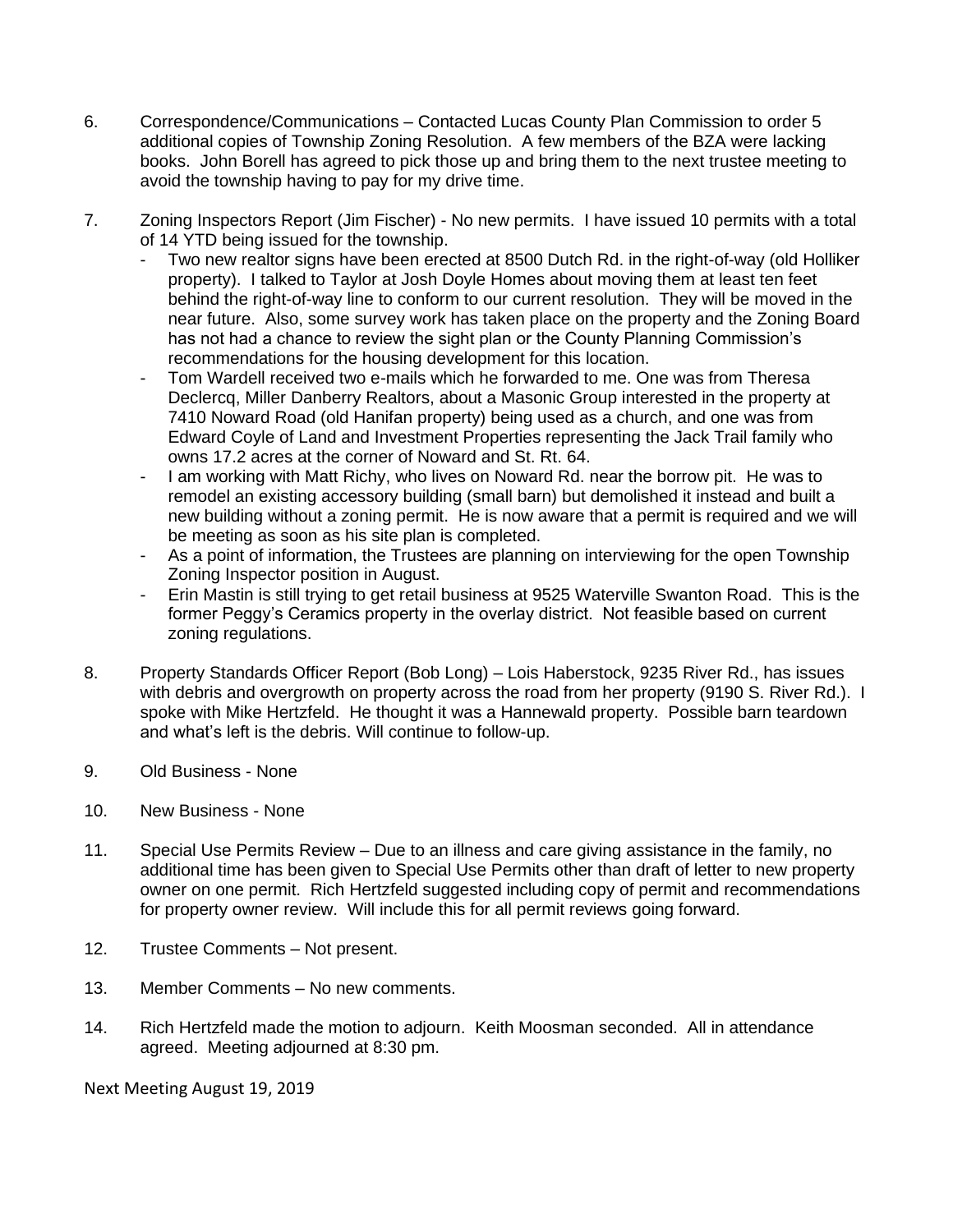6. Correspondence/Communications – Contacted Lucas County Plan Commission to order 5 additional copies of Township Zoning Resolution. A few members of the BZA were lacking books. John Borell has agreed to pick those up and bring them to the next trustee meeting to avoid the township having to pay for my drive time.

7. Zoning Inspectors Report (Jim Fischer) - No new permits. I have issued 10 permits with a total of 14 YTD being issued for the township.
   - Two new realtor signs have been erected at 8500 Dutch Rd. in the right-of-way (old Holliker property). I talked to Taylor at Josh Doyle Homes about moving them at least ten feet behind the right-of-way line to conform to our current resolution. They will be moved in the near future. Also, some survey work has taken place on the property and the Zoning Board has not had a chance to review the sight plan or the County Planning Commission's recommendations for the housing development for this location.
   - Tom Wardell received two e-mails which he forwarded to me. One was from Theresa Declercq, Miller Danberry Realtors, about a Masonic Group interested in the property at 7410 Noward Road (old Hanifan property) being used as a church, and one was from Edward Coyle of Land and Investment Properties representing the Jack Trail family who owns 17.2 acres at the corner of Noward and St. Rt. 64.
   - I am working with Matt Richy, who lives on Noward Rd. near the borrow pit. He was to remodel an existing accessory building (small barn) but demolished it instead and built a new building without a zoning permit. He is now aware that a permit is required and we will be meeting as soon as his site plan is completed.
   - As a point of information, the Trustees are planning on interviewing for the open Township Zoning Inspector position in August.
   - Erin Mastin is still trying to get retail business at 9525 Waterville Swanton Road. This is the former Peggy's Ceramics property in the overlay district. Not feasible based on current zoning regulations.

8. Property Standards Officer Report (Bob Long) – Lois Haberstock, 9235 River Rd., has issues with debris and overgrowth on property across the road from her property (9190 S. River Rd.). I spoke with Mike Hertzfeld. He thought it was a Hannewald property. Possible barn teardown and what's left is the debris. Will continue to follow-up.

9. Old Business - None

10. New Business - None

11. Special Use Permits Review – Due to an illness and care giving assistance in the family, no additional time has been given to Special Use Permits other than draft of letter to new property owner on one permit. Rich Hertzfeld suggested including copy of permit and recommendations for property owner review. Will include this for all permit reviews going forward.

12. Trustee Comments – Not present.

13. Member Comments – No new comments.

14. Rich Hertzfeld made the motion to adjourn. Keith Moosman seconded. All in attendance agreed. Meeting adjourned at 8:30 pm.

Next Meeting August 19, 2019